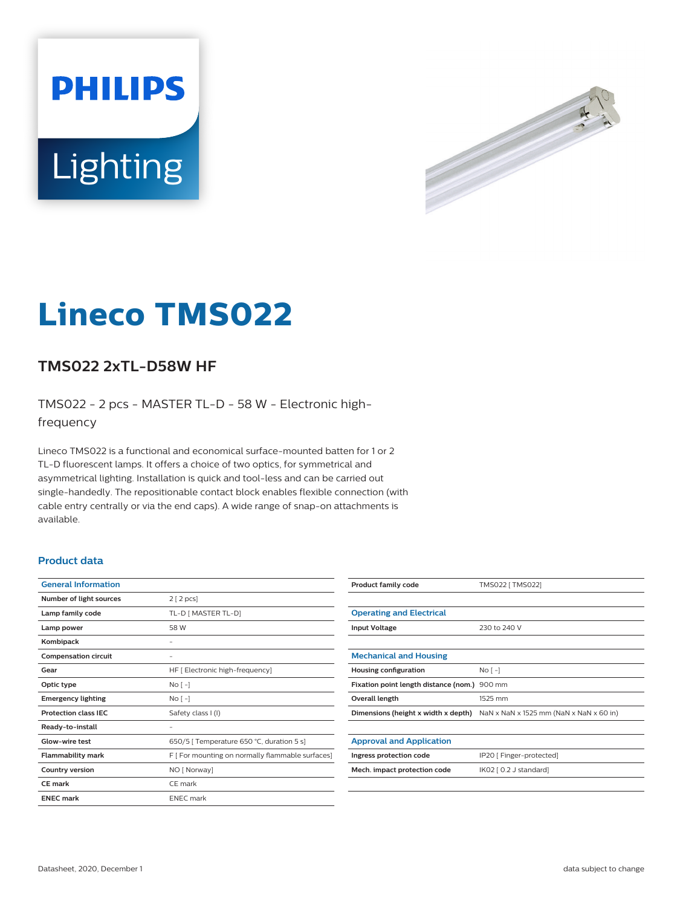PHILIPS

Lighting

# Lineco TMS022

## TMS022 2xTL-D58W HF

TMS022 - 2 pcs - MASTER TL-D - 58 W - Electronic high-frequency

Lineco TMS022 is a functional and economical surface-mounted batten for 1 or 2 TL-D fluorescent lamps. It offers a choice of two optics, for symmetrical and asymmetrical lighting. Installation is quick and tool-less and can be carried out single-handedly. The repositionable contact block enables flexible connection (with cable entry centrally or via the end caps). A wide range of snap-on attachments is available.

### Product data

| General Information | |
|---|---|
| Number of light sources | 2 [ 2 pcs] |
| Lamp family code | TL-D [ MASTER TL-D] |
| Lamp power | 58 W |
| Kombipack | - |
| Compensation circuit | - |
| Gear | HF [ Electronic high-frequency] |
| Optic type | No [ -] |
| Emergency lighting | No [ -] |
| Protection class IEC | Safety class I (I) |
| Ready-to-install | - |
| Glow-wire test | 650/5 [ Temperature 650 °C, duration 5 s] |
| Flammability mark | F [ For mounting on normally flammable surfaces] |
| Country version | NO [ Norway] |
| CE mark | CE mark |
| ENEC mark | ENEC mark |

| | |
|---|---|
| Product family code | TMS022 [ TMS022] |

| Operating and Electrical | |
|---|---|
| Input Voltage | 230 to 240 V |

| Mechanical and Housing | |
|---|---|
| Housing configuration | No [ -] |
| Fixation point length distance (nom.) | 900 mm |
| Overall length | 1525 mm |
| Dimensions (height x width x depth) | NaN x NaN x 1525 mm (NaN x NaN x 60 in) |

| Approval and Application | |
|---|---|
| Ingress protection code | IP20 [ Finger-protected] |
| Mech. impact protection code | IK02 [ 0.2 J standard] |

Datasheet, 2020, December 1

data subject to change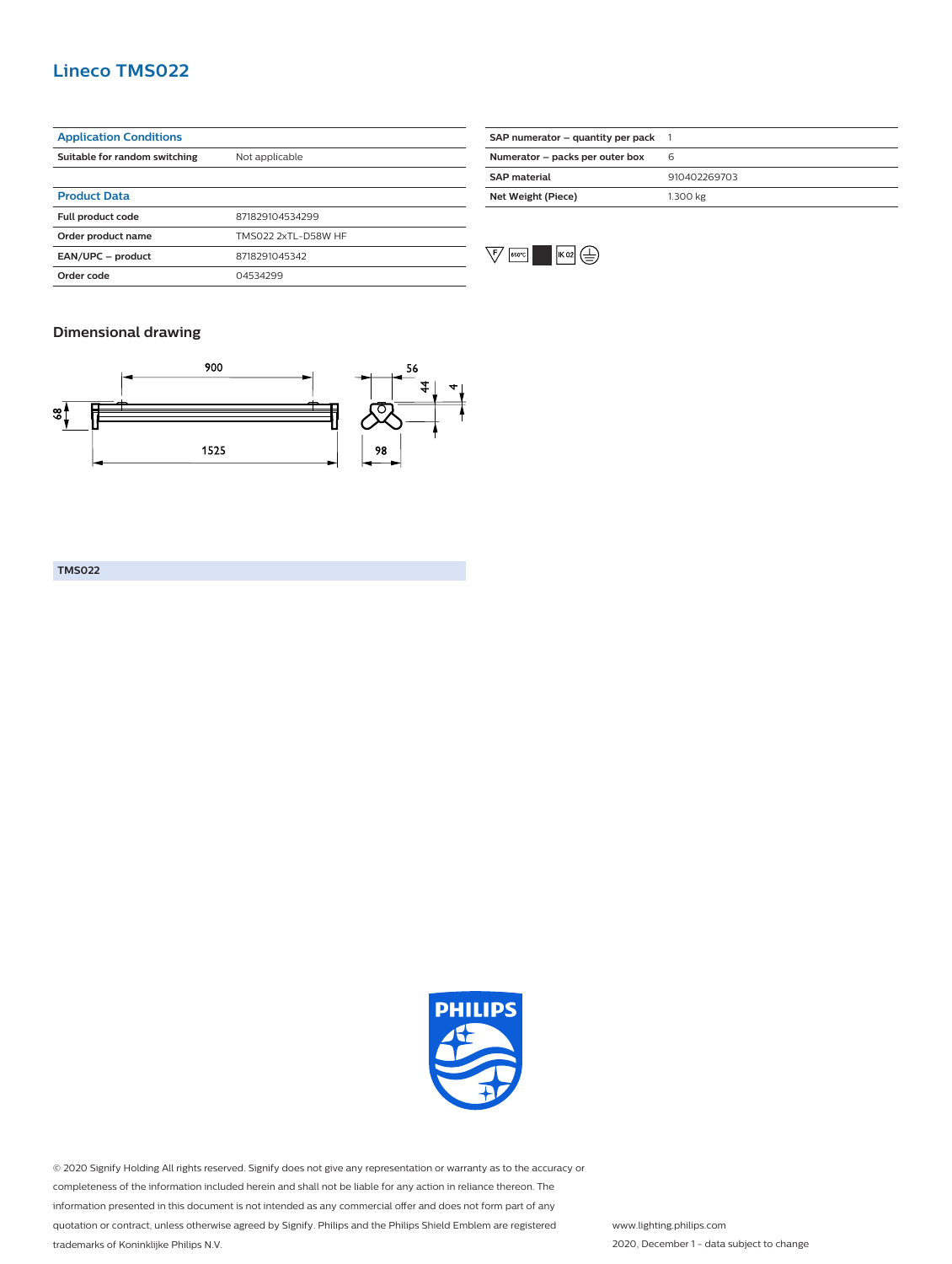## Lineco TMS022

| Application Conditions | |
|---|---|
| Suitable for random switching | Not applicable |

| Product Data | |
|---|---|
| Full product code | 871829104534299 |
| Order product name | TMS022 2xTL-D58W HF |
| EAN/UPC – product | 8718291045342 |
| Order code | 04534299 |

| | |
|---|---|
| SAP numerator – quantity per pack | 1 |
| Numerator – packs per outer box | 6 |
| SAP material | 910402269703 |
| Net Weight (Piece) | 1.300 kg |

F 650°C IK 02

## Dimensional drawing

900

56

44

4

68

1525

98

TMS022

© 2020 Signify Holding All rights reserved. Signify does not give any representation or warranty as to the accuracy or completeness of the information included herein and shall not be liable for any action in reliance thereon. The information presented in this document is not intended as any commercial offer and does not form part of any quotation or contract, unless otherwise agreed by Signify. Philips and the Philips Shield Emblem are registered trademarks of Koninklijke Philips N.V.

www.lighting.philips.com

2020, December 1 - data subject to change